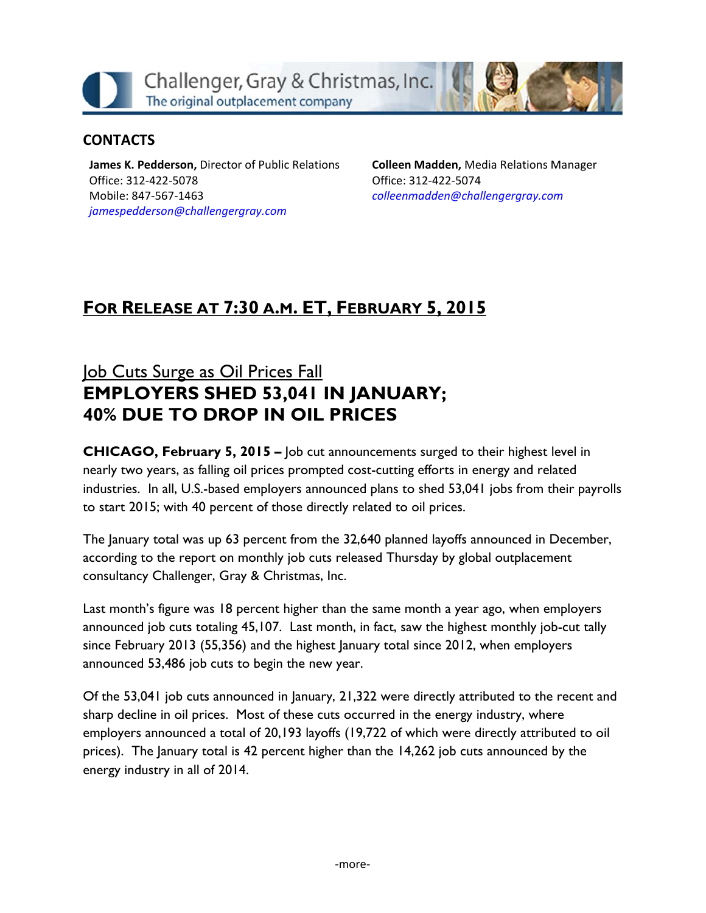Challenger, Gray & Christmas, Inc.
The original outplacement company

## CONTACTS

**James K. Pedderson,** Director of Public Relations
Office: 312-422-5078
Mobile: 847-567-1463
*jamespedderson@challengergray.com*

**Colleen Madden,** Media Relations Manager
Office: 312-422-5074
*colleenmadden@challengergray.com*

## FOR RELEASE AT 7:30 A.M. ET, FEBRUARY 5, 2015

## Job Cuts Surge as Oil Prices Fall
# EMPLOYERS SHED 53,041 IN JANUARY; 40% DUE TO DROP IN OIL PRICES

**CHICAGO, February 5, 2015 –** Job cut announcements surged to their highest level in nearly two years, as falling oil prices prompted cost-cutting efforts in energy and related industries. In all, U.S.-based employers announced plans to shed 53,041 jobs from their payrolls to start 2015; with 40 percent of those directly related to oil prices.

The January total was up 63 percent from the 32,640 planned layoffs announced in December, according to the report on monthly job cuts released Thursday by global outplacement consultancy Challenger, Gray & Christmas, Inc.

Last month's figure was 18 percent higher than the same month a year ago, when employers announced job cuts totaling 45,107. Last month, in fact, saw the highest monthly job-cut tally since February 2013 (55,356) and the highest January total since 2012, when employers announced 53,486 job cuts to begin the new year.

Of the 53,041 job cuts announced in January, 21,322 were directly attributed to the recent and sharp decline in oil prices. Most of these cuts occurred in the energy industry, where employers announced a total of 20,193 layoffs (19,722 of which were directly attributed to oil prices). The January total is 42 percent higher than the 14,262 job cuts announced by the energy industry in all of 2014.

-more-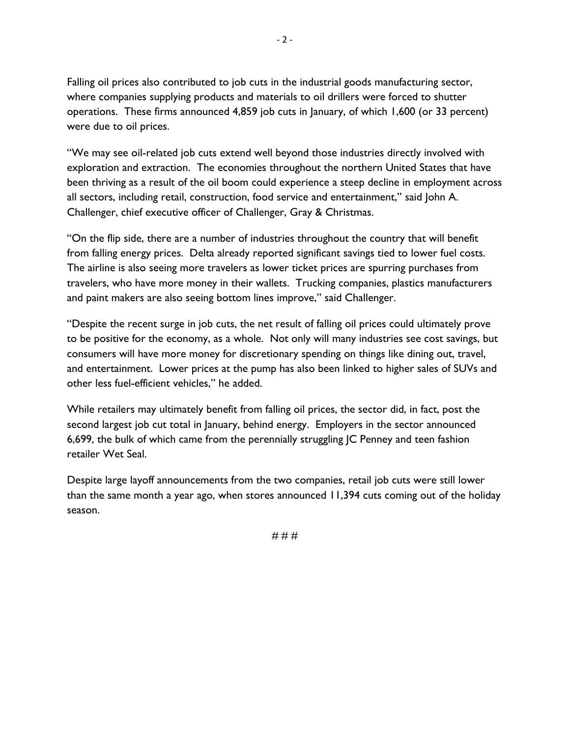Falling oil prices also contributed to job cuts in the industrial goods manufacturing sector, where companies supplying products and materials to oil drillers were forced to shutter operations. These firms announced 4,859 job cuts in January, of which 1,600 (or 33 percent) were due to oil prices.

"We may see oil-related job cuts extend well beyond those industries directly involved with exploration and extraction. The economies throughout the northern United States that have been thriving as a result of the oil boom could experience a steep decline in employment across all sectors, including retail, construction, food service and entertainment," said John A. Challenger, chief executive officer of Challenger, Gray & Christmas.

"On the flip side, there are a number of industries throughout the country that will benefit from falling energy prices. Delta already reported significant savings tied to lower fuel costs. The airline is also seeing more travelers as lower ticket prices are spurring purchases from travelers, who have more money in their wallets. Trucking companies, plastics manufacturers and paint makers are also seeing bottom lines improve," said Challenger.

"Despite the recent surge in job cuts, the net result of falling oil prices could ultimately prove to be positive for the economy, as a whole. Not only will many industries see cost savings, but consumers will have more money for discretionary spending on things like dining out, travel, and entertainment. Lower prices at the pump has also been linked to higher sales of SUVs and other less fuel-efficient vehicles," he added.

While retailers may ultimately benefit from falling oil prices, the sector did, in fact, post the second largest job cut total in January, behind energy. Employers in the sector announced 6,699, the bulk of which came from the perennially struggling JC Penney and teen fashion retailer Wet Seal.

Despite large layoff announcements from the two companies, retail job cuts were still lower than the same month a year ago, when stores announced 11,394 cuts coming out of the holiday season.

# # #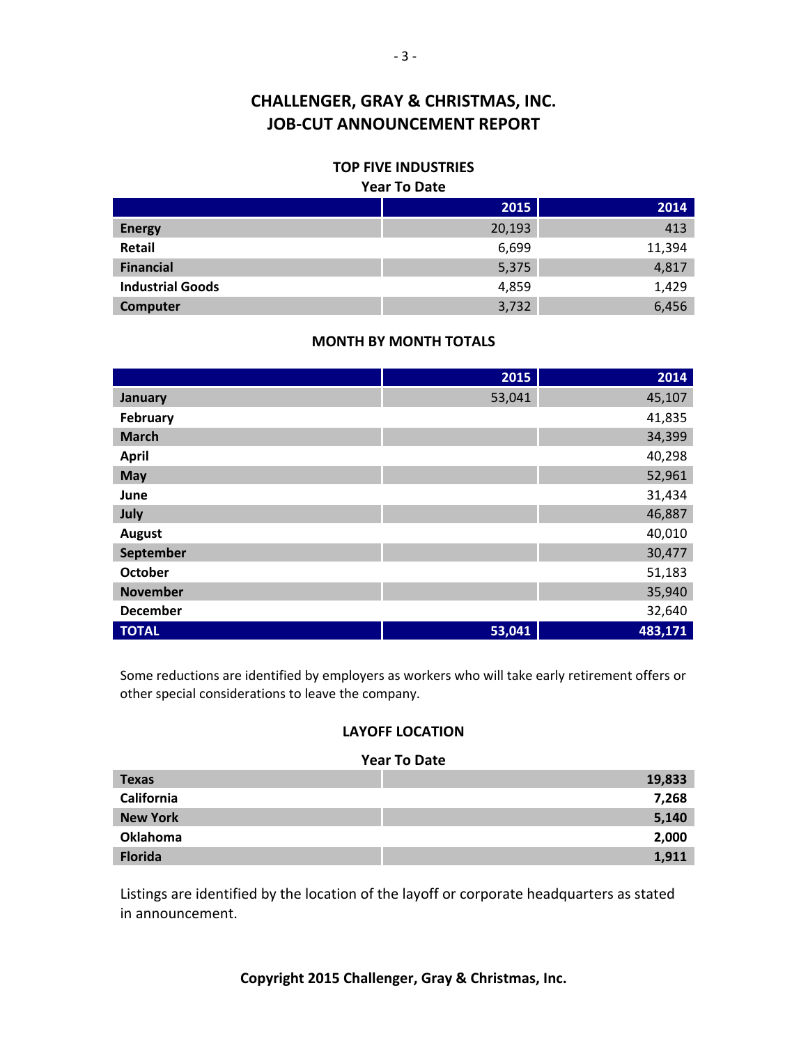# CHALLENGER, GRAY & CHRISTMAS, INC.
# JOB-CUT ANNOUNCEMENT REPORT

### TOP FIVE INDUSTRIES

**Year To Date**

| | 2015 | 2014 |
|---|---|---|
| **Energy** | 20,193 | 413 |
| **Retail** | 6,699 | 11,394 |
| **Financial** | 5,375 | 4,817 |
| **Industrial Goods** | 4,859 | 1,429 |
| **Computer** | 3,732 | 6,456 |

### MONTH BY MONTH TOTALS

| | 2015 | 2014 |
|---|---|---|
| **January** | 53,041 | 45,107 |
| **February** | | 41,835 |
| **March** | | 34,399 |
| **April** | | 40,298 |
| **May** | | 52,961 |
| **June** | | 31,434 |
| **July** | | 46,887 |
| **August** | | 40,010 |
| **September** | | 30,477 |
| **October** | | 51,183 |
| **November** | | 35,940 |
| **December** | | 32,640 |
| **TOTAL** | **53,041** | **483,171** |

Some reductions are identified by employers as workers who will take early retirement offers or other special considerations to leave the company.

### LAYOFF LOCATION

**Year To Date**

| | |
|---|---|
| **Texas** | **19,833** |
| **California** | **7,268** |
| **New York** | **5,140** |
| **Oklahoma** | **2,000** |
| **Florida** | **1,911** |

Listings are identified by the location of the layoff or corporate headquarters as stated in announcement.

**Copyright 2015 Challenger, Gray & Christmas, Inc.**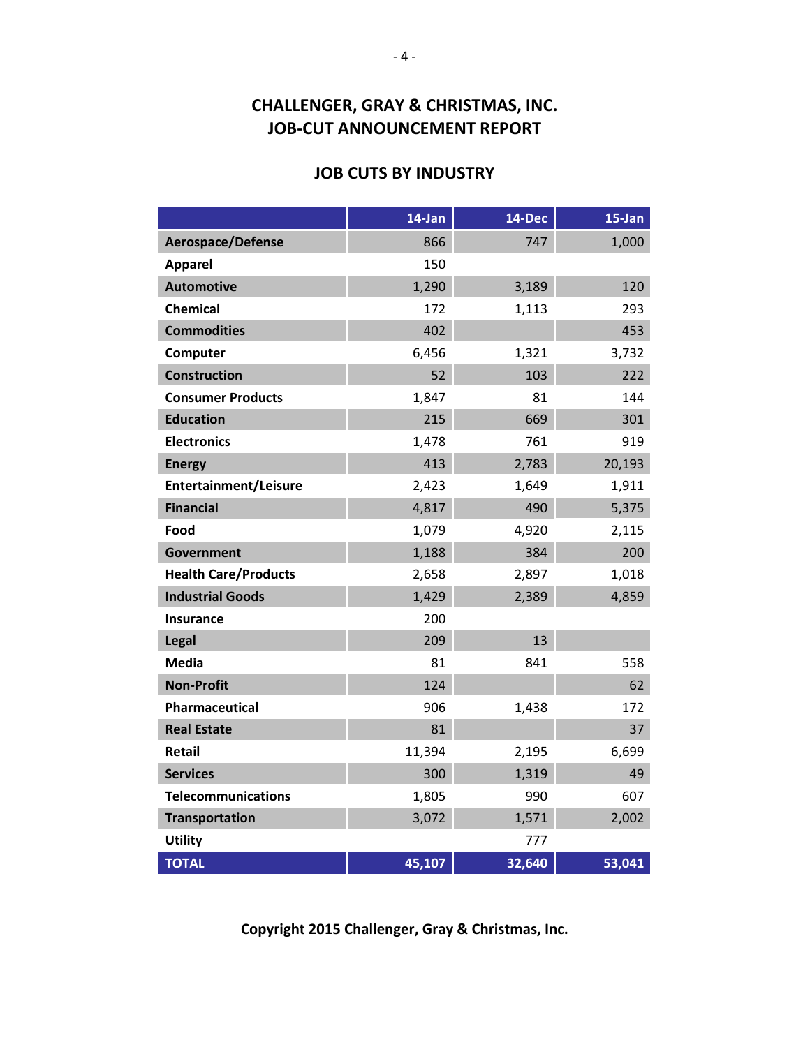## CHALLENGER, GRAY & CHRISTMAS, INC.
## JOB-CUT ANNOUNCEMENT REPORT

### JOB CUTS BY INDUSTRY

| | 14-Jan | 14-Dec | 15-Jan |
|---|---|---|---|
| **Aerospace/Defense** | 866 | 747 | 1,000 |
| **Apparel** | 150 | | |
| **Automotive** | 1,290 | 3,189 | 120 |
| **Chemical** | 172 | 1,113 | 293 |
| **Commodities** | 402 | | 453 |
| **Computer** | 6,456 | 1,321 | 3,732 |
| **Construction** | 52 | 103 | 222 |
| **Consumer Products** | 1,847 | 81 | 144 |
| **Education** | 215 | 669 | 301 |
| **Electronics** | 1,478 | 761 | 919 |
| **Energy** | 413 | 2,783 | 20,193 |
| **Entertainment/Leisure** | 2,423 | 1,649 | 1,911 |
| **Financial** | 4,817 | 490 | 5,375 |
| **Food** | 1,079 | 4,920 | 2,115 |
| **Government** | 1,188 | 384 | 200 |
| **Health Care/Products** | 2,658 | 2,897 | 1,018 |
| **Industrial Goods** | 1,429 | 2,389 | 4,859 |
| **Insurance** | 200 | | |
| **Legal** | 209 | 13 | |
| **Media** | 81 | 841 | 558 |
| **Non-Profit** | 124 | | 62 |
| **Pharmaceutical** | 906 | 1,438 | 172 |
| **Real Estate** | 81 | | 37 |
| **Retail** | 11,394 | 2,195 | 6,699 |
| **Services** | 300 | 1,319 | 49 |
| **Telecommunications** | 1,805 | 990 | 607 |
| **Transportation** | 3,072 | 1,571 | 2,002 |
| **Utility** | | 777 | |
| **TOTAL** | **45,107** | **32,640** | **53,041** |

**Copyright 2015 Challenger, Gray & Christmas, Inc.**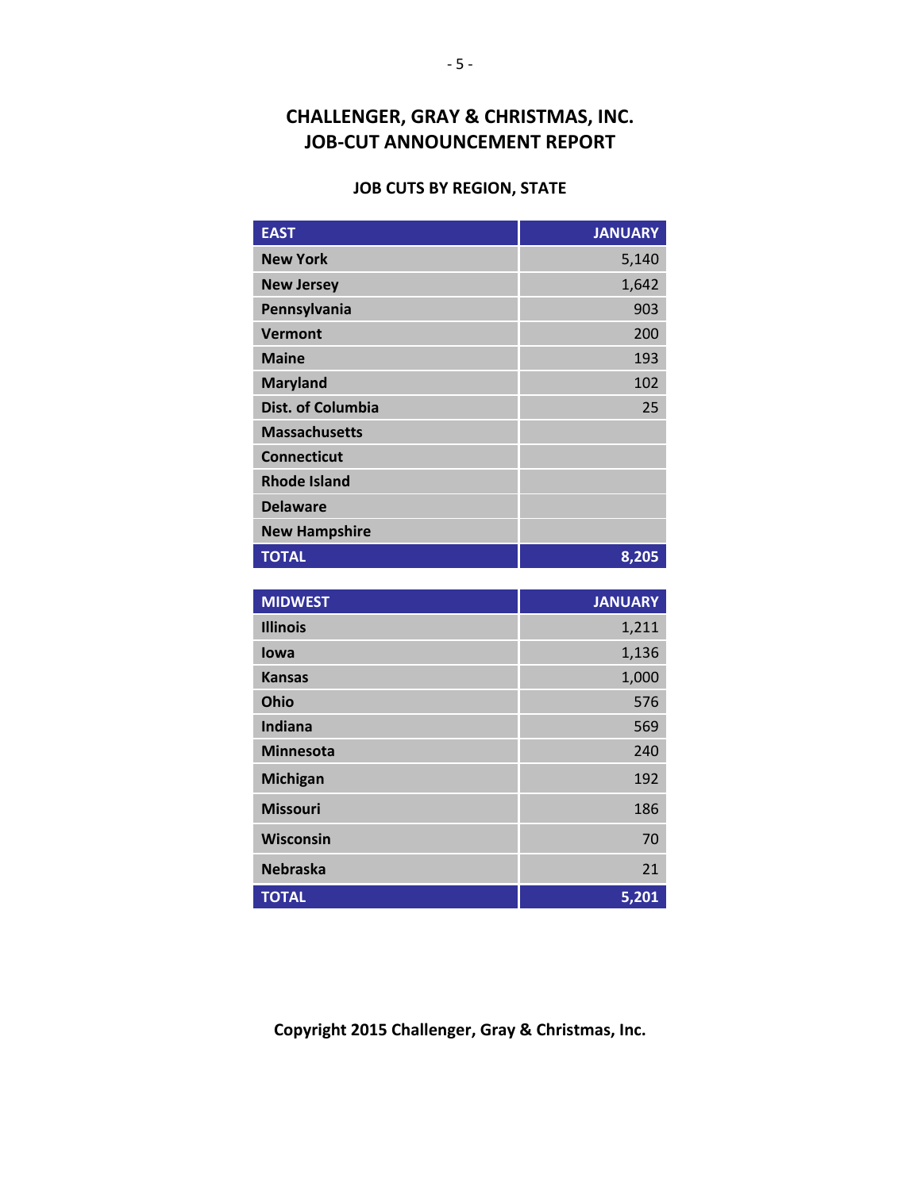# CHALLENGER, GRAY & CHRISTMAS, INC.
# JOB-CUT ANNOUNCEMENT REPORT

### JOB CUTS BY REGION, STATE

| EAST | JANUARY |
|---|---:|
| New York | 5,140 |
| New Jersey | 1,642 |
| Pennsylvania | 903 |
| Vermont | 200 |
| Maine | 193 |
| Maryland | 102 |
| Dist. of Columbia | 25 |
| Massachusetts | |
| Connecticut | |
| Rhode Island | |
| Delaware | |
| New Hampshire | |
| **TOTAL** | **8,205** |

| MIDWEST | JANUARY |
|---|---:|
| Illinois | 1,211 |
| Iowa | 1,136 |
| Kansas | 1,000 |
| Ohio | 576 |
| Indiana | 569 |
| Minnesota | 240 |
| Michigan | 192 |
| Missouri | 186 |
| Wisconsin | 70 |
| Nebraska | 21 |
| **TOTAL** | **5,201** |

**Copyright 2015 Challenger, Gray & Christmas, Inc.**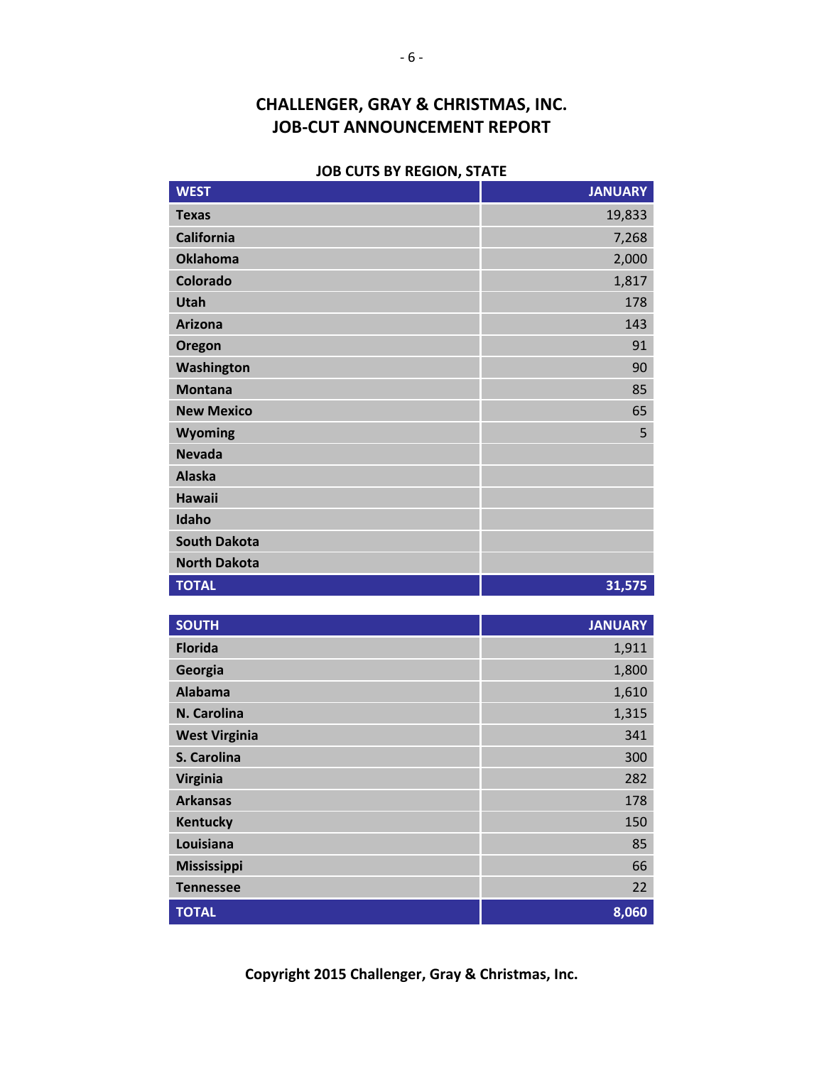# CHALLENGER, GRAY & CHRISTMAS, INC.
# JOB-CUT ANNOUNCEMENT REPORT

### JOB CUTS BY REGION, STATE

| WEST | JANUARY |
|---|---:|
| Texas | 19,833 |
| California | 7,268 |
| Oklahoma | 2,000 |
| Colorado | 1,817 |
| Utah | 178 |
| Arizona | 143 |
| Oregon | 91 |
| Washington | 90 |
| Montana | 85 |
| New Mexico | 65 |
| Wyoming | 5 |
| Nevada | |
| Alaska | |
| Hawaii | |
| Idaho | |
| South Dakota | |
| North Dakota | |
| **TOTAL** | **31,575** |

| SOUTH | JANUARY |
|---|---:|
| Florida | 1,911 |
| Georgia | 1,800 |
| Alabama | 1,610 |
| N. Carolina | 1,315 |
| West Virginia | 341 |
| S. Carolina | 300 |
| Virginia | 282 |
| Arkansas | 178 |
| Kentucky | 150 |
| Louisiana | 85 |
| Mississippi | 66 |
| Tennessee | 22 |
| **TOTAL** | **8,060** |

**Copyright 2015 Challenger, Gray & Christmas, Inc.**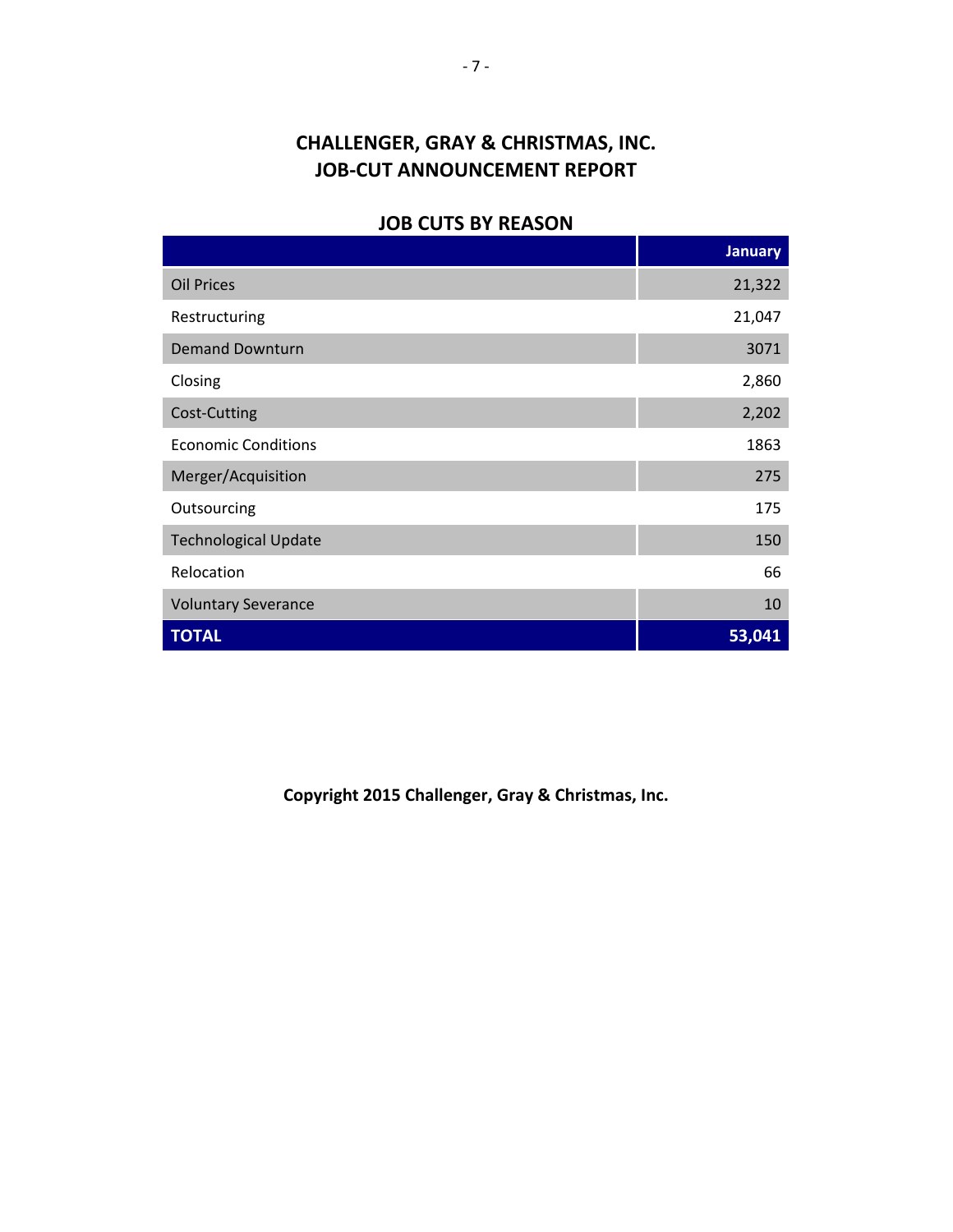# CHALLENGER, GRAY & CHRISTMAS, INC.
# JOB-CUT ANNOUNCEMENT REPORT

## JOB CUTS BY REASON

| | January |
|---|---|
| Oil Prices | 21,322 |
| Restructuring | 21,047 |
| Demand Downturn | 3071 |
| Closing | 2,860 |
| Cost-Cutting | 2,202 |
| Economic Conditions | 1863 |
| Merger/Acquisition | 275 |
| Outsourcing | 175 |
| Technological Update | 150 |
| Relocation | 66 |
| Voluntary Severance | 10 |
| **TOTAL** | **53,041** |

**Copyright 2015 Challenger, Gray & Christmas, Inc.**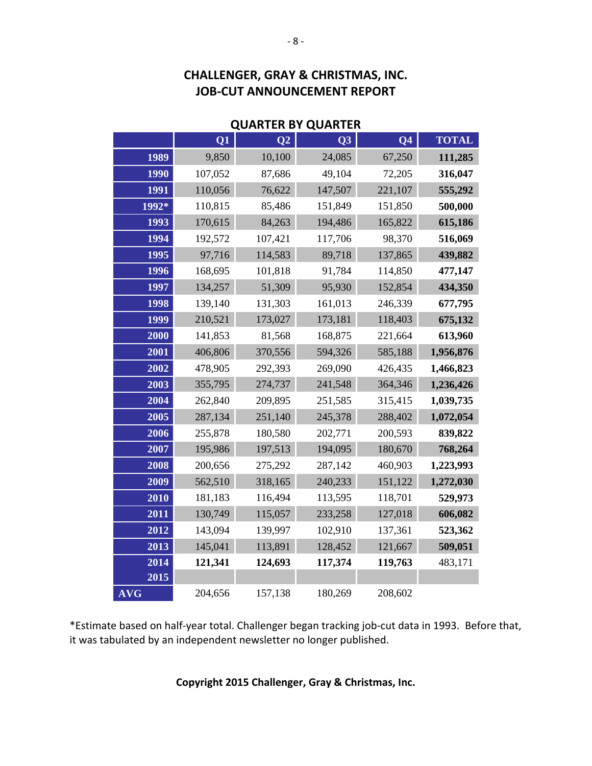## CHALLENGER, GRAY & CHRISTMAS, INC.
## JOB-CUT ANNOUNCEMENT REPORT

### QUARTER BY QUARTER

| | Q1 | Q2 | Q3 | Q4 | TOTAL |
|---|---|---|---|---|---|
| **1989** | 9,850 | 10,100 | 24,085 | 67,250 | **111,285** |
| **1990** | 107,052 | 87,686 | 49,104 | 72,205 | **316,047** |
| **1991** | 110,056 | 76,622 | 147,507 | 221,107 | **555,292** |
| **1992*** | 110,815 | 85,486 | 151,849 | 151,850 | **500,000** |
| **1993** | 170,615 | 84,263 | 194,486 | 165,822 | **615,186** |
| **1994** | 192,572 | 107,421 | 117,706 | 98,370 | **516,069** |
| **1995** | 97,716 | 114,583 | 89,718 | 137,865 | **439,882** |
| **1996** | 168,695 | 101,818 | 91,784 | 114,850 | **477,147** |
| **1997** | 134,257 | 51,309 | 95,930 | 152,854 | **434,350** |
| **1998** | 139,140 | 131,303 | 161,013 | 246,339 | **677,795** |
| **1999** | 210,521 | 173,027 | 173,181 | 118,403 | **675,132** |
| **2000** | 141,853 | 81,568 | 168,875 | 221,664 | **613,960** |
| **2001** | 406,806 | 370,556 | 594,326 | 585,188 | **1,956,876** |
| **2002** | 478,905 | 292,393 | 269,090 | 426,435 | **1,466,823** |
| **2003** | 355,795 | 274,737 | 241,548 | 364,346 | **1,236,426** |
| **2004** | 262,840 | 209,895 | 251,585 | 315,415 | **1,039,735** |
| **2005** | 287,134 | 251,140 | 245,378 | 288,402 | **1,072,054** |
| **2006** | 255,878 | 180,580 | 202,771 | 200,593 | **839,822** |
| **2007** | 195,986 | 197,513 | 194,095 | 180,670 | **768,264** |
| **2008** | 200,656 | 275,292 | 287,142 | 460,903 | **1,223,993** |
| **2009** | 562,510 | 318,165 | 240,233 | 151,122 | **1,272,030** |
| **2010** | 181,183 | 116,494 | 113,595 | 118,701 | **529,973** |
| **2011** | 130,749 | 115,057 | 233,258 | 127,018 | **606,082** |
| **2012** | 143,094 | 139,997 | 102,910 | 137,361 | **523,362** |
| **2013** | 145,041 | 113,891 | 128,452 | 121,667 | **509,051** |
| **2014** | **121,341** | **124,693** | **117,374** | **119,763** | 483,171 |
| **2015** | | | | | |
| **AVG** | 204,656 | 157,138 | 180,269 | 208,602 | |

*Estimate based on half-year total. Challenger began tracking job-cut data in 1993. Before that, it was tabulated by an independent newsletter no longer published.

**Copyright 2015 Challenger, Gray & Christmas, Inc.**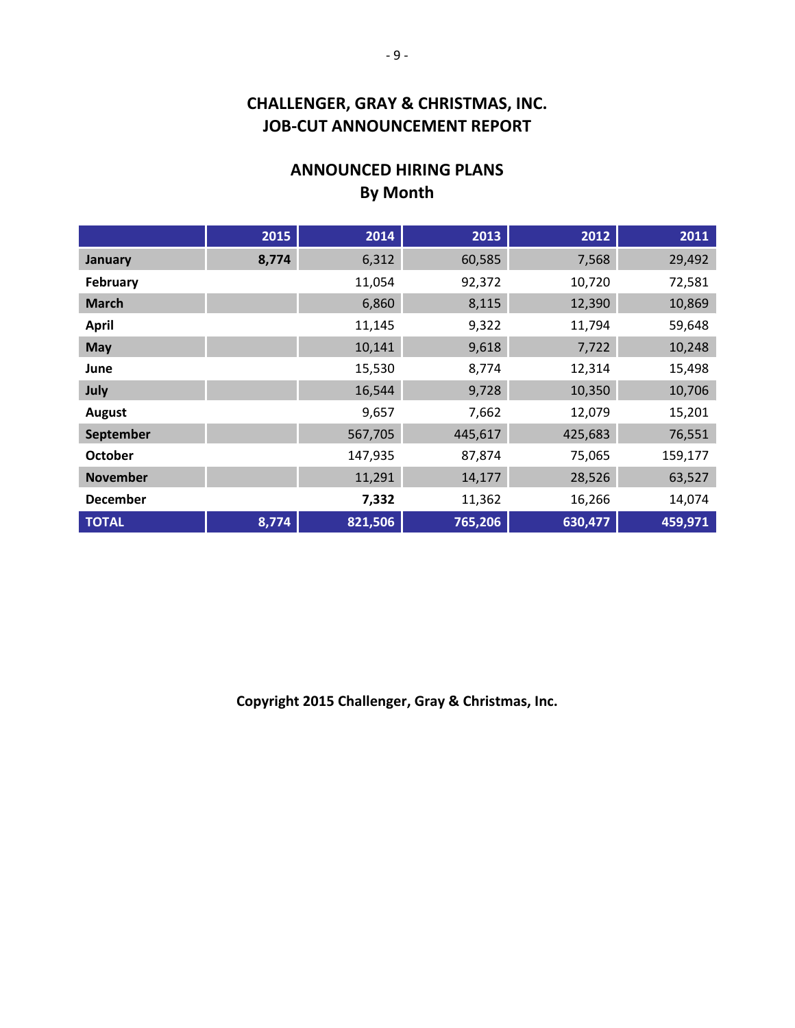# CHALLENGER, GRAY & CHRISTMAS, INC.
# JOB-CUT ANNOUNCEMENT REPORT

## ANNOUNCED HIRING PLANS
## By Month

| | 2015 | 2014 | 2013 | 2012 | 2011 |
|---|---|---|---|---|---|
| **January** | **8,774** | 6,312 | 60,585 | 7,568 | 29,492 |
| **February** | | 11,054 | 92,372 | 10,720 | 72,581 |
| **March** | | 6,860 | 8,115 | 12,390 | 10,869 |
| **April** | | 11,145 | 9,322 | 11,794 | 59,648 |
| **May** | | 10,141 | 9,618 | 7,722 | 10,248 |
| **June** | | 15,530 | 8,774 | 12,314 | 15,498 |
| **July** | | 16,544 | 9,728 | 10,350 | 10,706 |
| **August** | | 9,657 | 7,662 | 12,079 | 15,201 |
| **September** | | 567,705 | 445,617 | 425,683 | 76,551 |
| **October** | | 147,935 | 87,874 | 75,065 | 159,177 |
| **November** | | 11,291 | 14,177 | 28,526 | 63,527 |
| **December** | | **7,332** | 11,362 | 16,266 | 14,074 |
| **TOTAL** | **8,774** | **821,506** | **765,206** | **630,477** | **459,971** |

**Copyright 2015 Challenger, Gray & Christmas, Inc.**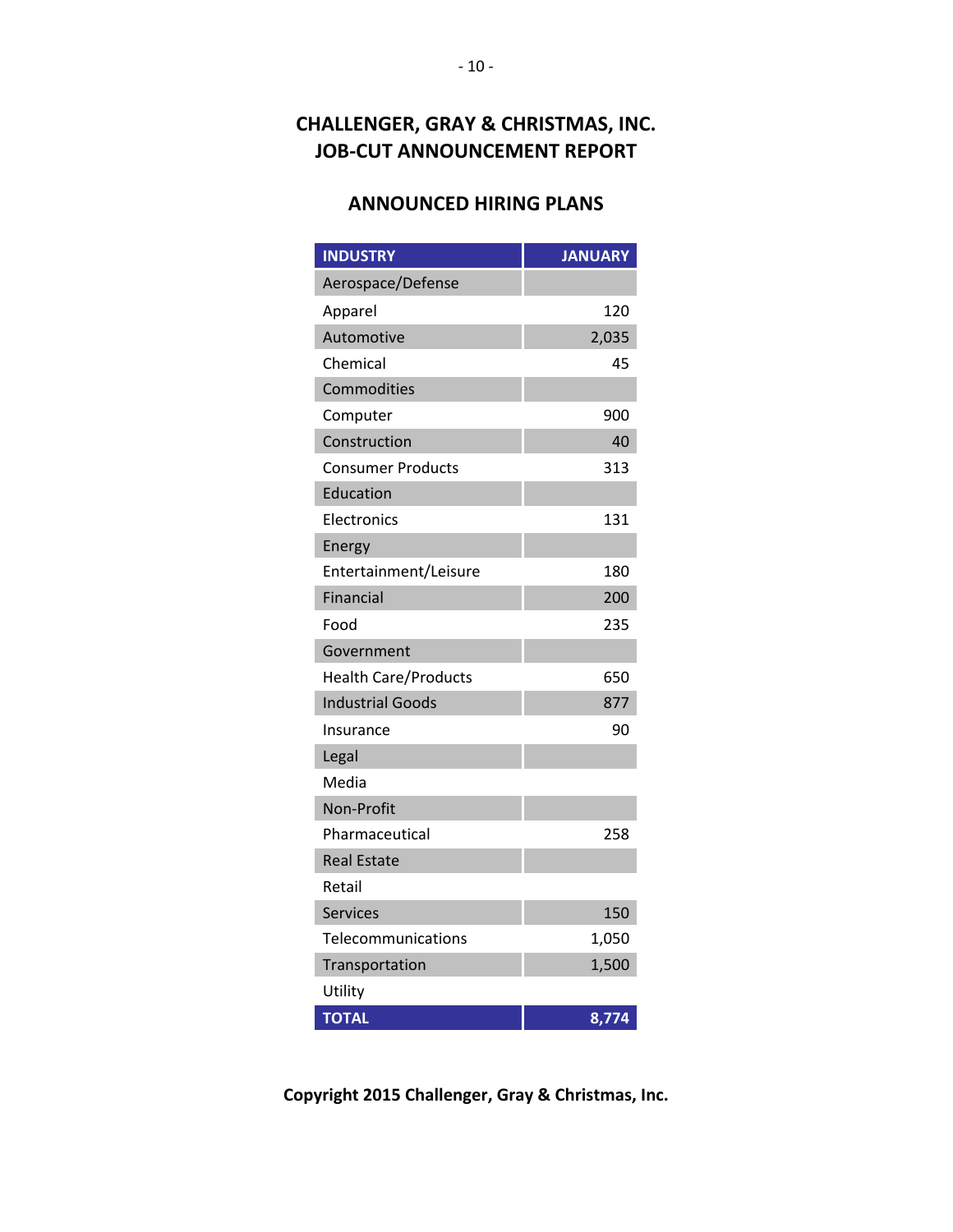## CHALLENGER, GRAY & CHRISTMAS, INC.
## JOB-CUT ANNOUNCEMENT REPORT

### ANNOUNCED HIRING PLANS

| INDUSTRY | JANUARY |
|---|---|
| Aerospace/Defense | |
| Apparel | 120 |
| Automotive | 2,035 |
| Chemical | 45 |
| Commodities | |
| Computer | 900 |
| Construction | 40 |
| Consumer Products | 313 |
| Education | |
| Electronics | 131 |
| Energy | |
| Entertainment/Leisure | 180 |
| Financial | 200 |
| Food | 235 |
| Government | |
| Health Care/Products | 650 |
| Industrial Goods | 877 |
| Insurance | 90 |
| Legal | |
| Media | |
| Non-Profit | |
| Pharmaceutical | 258 |
| Real Estate | |
| Retail | |
| Services | 150 |
| Telecommunications | 1,050 |
| Transportation | 1,500 |
| Utility | |
| **TOTAL** | **8,774** |

**Copyright 2015 Challenger, Gray & Christmas, Inc.**